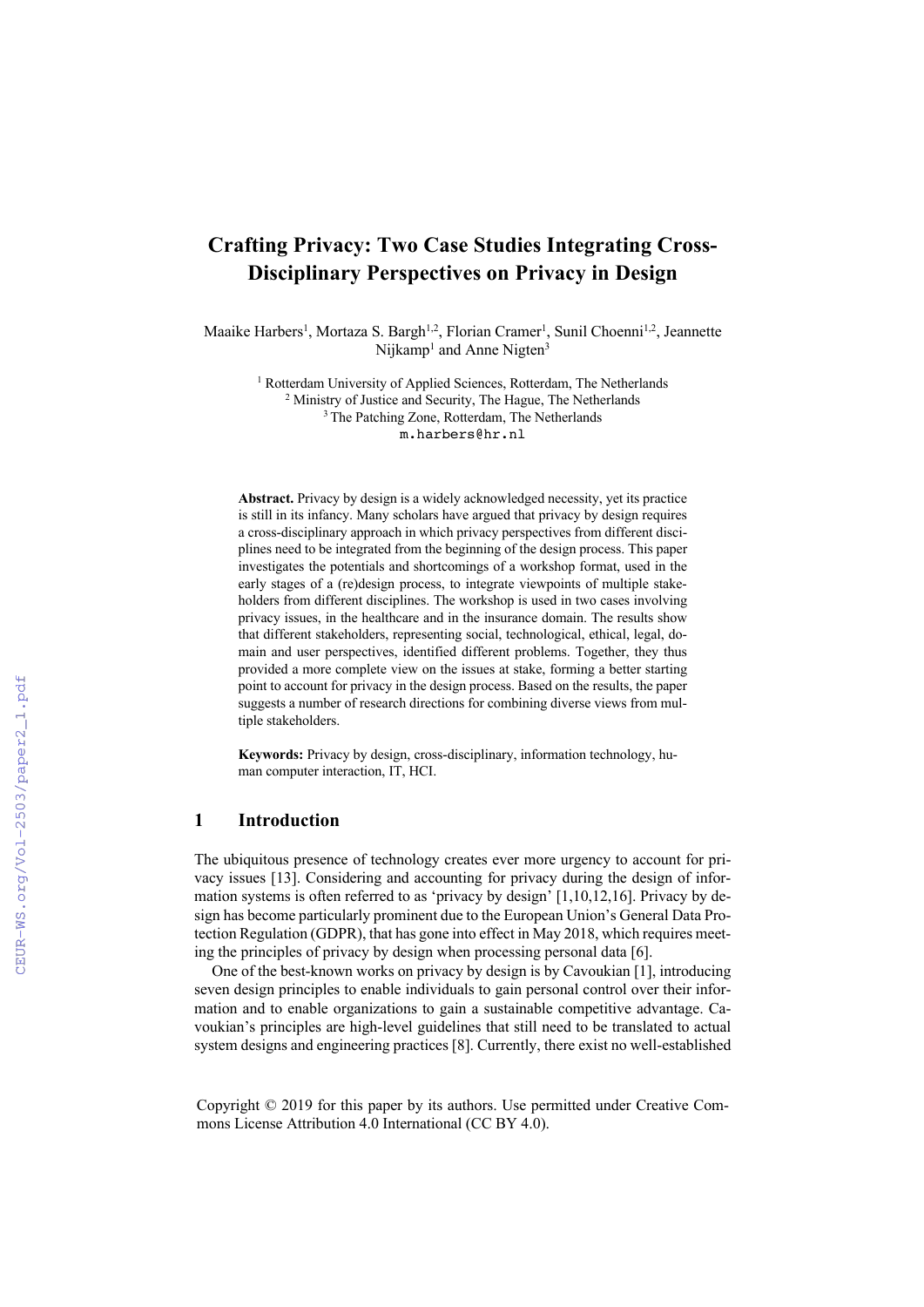# Crafting Privacy: Two Case Studies Integrating Cross-Disciplinary Perspectives on Privacy in Design

Maaike Harbers[1], Mortaza S. Bargh[1,2], Florian Cramer[1], Sunil Choenni[1,2], Jeannette Nijkamp[1] and Anne Nigten[3]

[1] Rotterdam University of Applied Sciences, Rotterdam, The Netherlands
[2] Ministry of Justice and Security, The Hague, The Netherlands
[3] The Patching Zone, Rotterdam, The Netherlands
m.harbers@hr.nl

**Abstract.** Privacy by design is a widely acknowledged necessity, yet its practice is still in its infancy. Many scholars have argued that privacy by design requires a cross-disciplinary approach in which privacy perspectives from different disciplines need to be integrated from the beginning of the design process. This paper investigates the potentials and shortcomings of a workshop format, used in the early stages of a (re)design process, to integrate viewpoints of multiple stakeholders from different disciplines. The workshop is used in two cases involving privacy issues, in the healthcare and in the insurance domain. The results show that different stakeholders, representing social, technological, ethical, legal, domain and user perspectives, identified different problems. Together, they thus provided a more complete view on the issues at stake, forming a better starting point to account for privacy in the design process. Based on the results, the paper suggests a number of research directions for combining diverse views from multiple stakeholders.

**Keywords:** Privacy by design, cross-disciplinary, information technology, human computer interaction, IT, HCI.

## 1 Introduction

The ubiquitous presence of technology creates ever more urgency to account for privacy issues [13]. Considering and accounting for privacy during the design of information systems is often referred to as 'privacy by design' [1,10,12,16]. Privacy by design has become particularly prominent due to the European Union's General Data Protection Regulation (GDPR), that has gone into effect in May 2018, which requires meeting the principles of privacy by design when processing personal data [6].

One of the best-known works on privacy by design is by Cavoukian [1], introducing seven design principles to enable individuals to gain personal control over their information and to enable organizations to gain a sustainable competitive advantage. Cavoukian's principles are high-level guidelines that still need to be translated to actual system designs and engineering practices [8]. Currently, there exist no well-established

Copyright © 2019 for this paper by its authors. Use permitted under Creative Commons License Attribution 4.0 International (CC BY 4.0).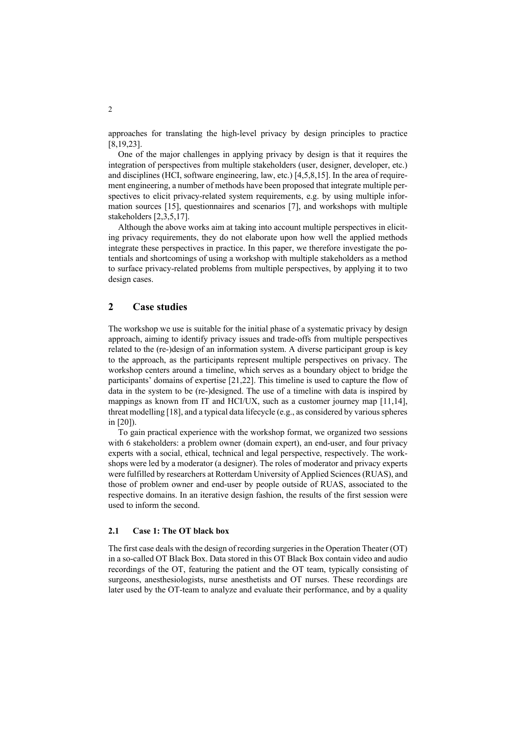approaches for translating the high-level privacy by design principles to practice [8,19,23].

One of the major challenges in applying privacy by design is that it requires the integration of perspectives from multiple stakeholders (user, designer, developer, etc.) and disciplines (HCI, software engineering, law, etc.) [4,5,8,15]. In the area of requirement engineering, a number of methods have been proposed that integrate multiple perspectives to elicit privacy-related system requirements, e.g. by using multiple information sources [15], questionnaires and scenarios [7], and workshops with multiple stakeholders [2,3,5,17].

Although the above works aim at taking into account multiple perspectives in eliciting privacy requirements, they do not elaborate upon how well the applied methods integrate these perspectives in practice. In this paper, we therefore investigate the potentials and shortcomings of using a workshop with multiple stakeholders as a method to surface privacy-related problems from multiple perspectives, by applying it to two design cases.

## 2 Case studies

The workshop we use is suitable for the initial phase of a systematic privacy by design approach, aiming to identify privacy issues and trade-offs from multiple perspectives related to the (re-)design of an information system. A diverse participant group is key to the approach, as the participants represent multiple perspectives on privacy. The workshop centers around a timeline, which serves as a boundary object to bridge the participants' domains of expertise [21,22]. This timeline is used to capture the flow of data in the system to be (re-)designed. The use of a timeline with data is inspired by mappings as known from IT and HCI/UX, such as a customer journey map [11,14], threat modelling [18], and a typical data lifecycle (e.g., as considered by various spheres in [20]).

To gain practical experience with the workshop format, we organized two sessions with 6 stakeholders: a problem owner (domain expert), an end-user, and four privacy experts with a social, ethical, technical and legal perspective, respectively. The workshops were led by a moderator (a designer). The roles of moderator and privacy experts were fulfilled by researchers at Rotterdam University of Applied Sciences (RUAS), and those of problem owner and end-user by people outside of RUAS, associated to the respective domains. In an iterative design fashion, the results of the first session were used to inform the second.

### 2.1 Case 1: The OT black box

The first case deals with the design of recording surgeries in the Operation Theater (OT) in a so-called OT Black Box. Data stored in this OT Black Box contain video and audio recordings of the OT, featuring the patient and the OT team, typically consisting of surgeons, anesthesiologists, nurse anesthetists and OT nurses. These recordings are later used by the OT-team to analyze and evaluate their performance, and by a quality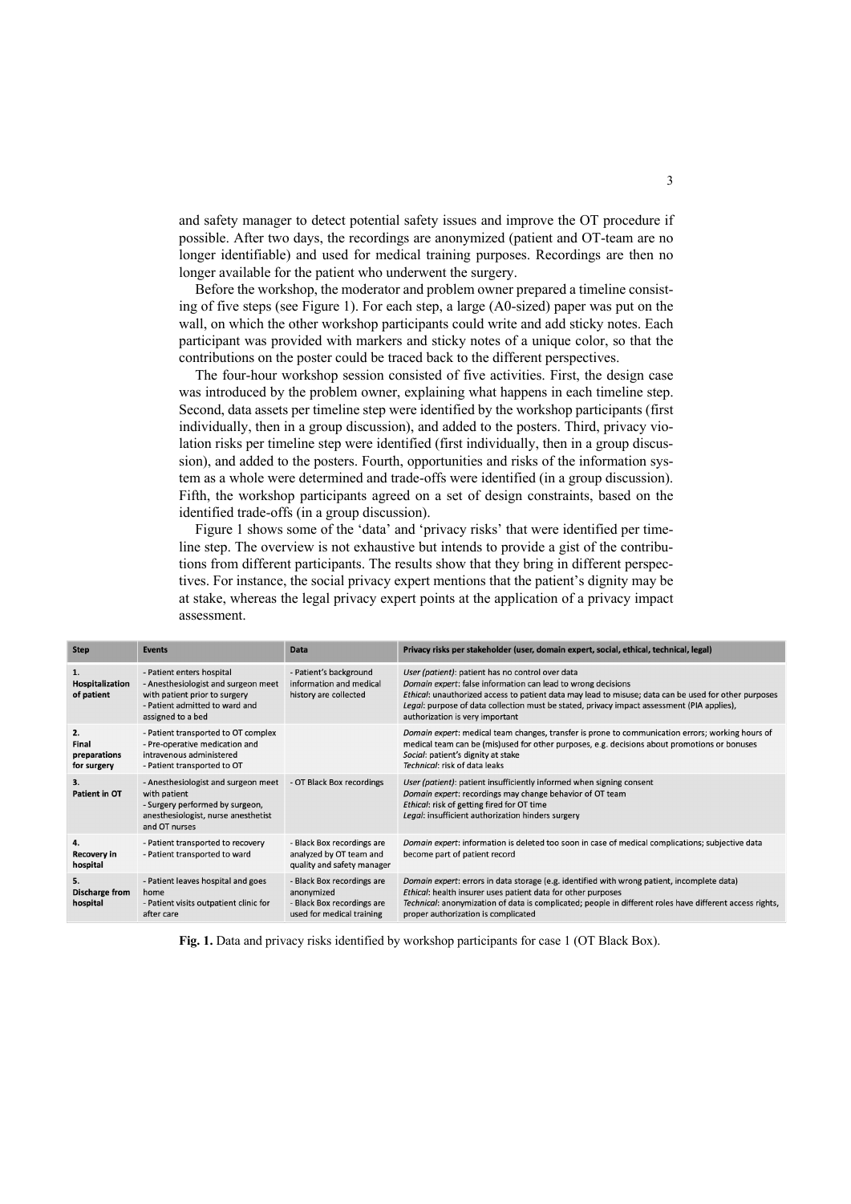and safety manager to detect potential safety issues and improve the OT procedure if possible. After two days, the recordings are anonymized (patient and OT-team are no longer identifiable) and used for medical training purposes. Recordings are then no longer available for the patient who underwent the surgery.

Before the workshop, the moderator and problem owner prepared a timeline consisting of five steps (see Figure 1). For each step, a large (A0-sized) paper was put on the wall, on which the other workshop participants could write and add sticky notes. Each participant was provided with markers and sticky notes of a unique color, so that the contributions on the poster could be traced back to the different perspectives.

The four-hour workshop session consisted of five activities. First, the design case was introduced by the problem owner, explaining what happens in each timeline step. Second, data assets per timeline step were identified by the workshop participants (first individually, then in a group discussion), and added to the posters. Third, privacy violation risks per timeline step were identified (first individually, then in a group discussion), and added to the posters. Fourth, opportunities and risks of the information system as a whole were determined and trade-offs were identified (in a group discussion). Fifth, the workshop participants agreed on a set of design constraints, based on the identified trade-offs (in a group discussion).

Figure 1 shows some of the 'data' and 'privacy risks' that were identified per timeline step. The overview is not exhaustive but intends to provide a gist of the contributions from different participants. The results show that they bring in different perspectives. For instance, the social privacy expert mentions that the patient's dignity may be at stake, whereas the legal privacy expert points at the application of a privacy impact assessment.

| Step | Events | Data | Privacy risks per stakeholder (user, domain expert, social, ethical, technical, legal) |
|---|---|---|---|
| **1. Hospitalization of patient** | - Patient enters hospital<br>- Anesthesiologist and surgeon meet with patient prior to surgery<br>- Patient admitted to ward and assigned to a bed | - Patient's background information and medical history are collected | *User (patient)*: patient has no control over data<br>*Domain expert*: false information can lead to wrong decisions<br>*Ethical*: unauthorized access to patient data may lead to misuse; data can be used for other purposes<br>*Legal*: purpose of data collection must be stated, privacy impact assessment (PIA applies), authorization is very important |
| **2. Final preparations for surgery** | - Patient transported to OT complex<br>- Pre-operative medication and intravenous administered<br>- Patient transported to OT | | *Domain expert*: medical team changes, transfer is prone to communication errors; working hours of medical team can be (mis)used for other purposes, e.g. decisions about promotions or bonuses<br>*Social*: patient's dignity at stake<br>*Technical*: risk of data leaks |
| **3. Patient in OT** | - Anesthesiologist and surgeon meet with patient<br>- Surgery performed by surgeon, anesthesiologist, nurse anesthetist and OT nurses | - OT Black Box recordings | *User (patient)*: patient insufficiently informed when signing consent<br>*Domain expert*: recordings may change behavior of OT team<br>*Ethical*: risk of getting fired for OT time<br>*Legal*: insufficient authorization hinders surgery |
| **4. Recovery in hospital** | - Patient transported to recovery<br>- Patient transported to ward | - Black Box recordings are analyzed by OT team and quality and safety manager | *Domain expert*: information is deleted too soon in case of medical complications; subjective data become part of patient record |
| **5. Discharge from hospital** | - Patient leaves hospital and goes home<br>- Patient visits outpatient clinic for after care | - Black Box recordings are anonymized<br>- Black Box recordings are used for medical training | *Domain expert*: errors in data storage (e.g. identified with wrong patient, incomplete data)<br>*Ethical*: health insurer uses patient data for other purposes<br>*Technical*: anonymization of data is complicated; people in different roles have different access rights, proper authorization is complicated |

**Fig. 1.** Data and privacy risks identified by workshop participants for case 1 (OT Black Box).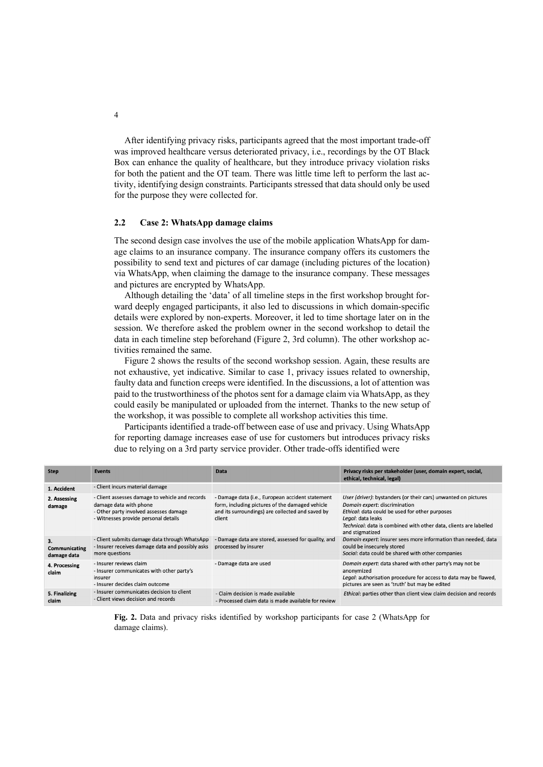After identifying privacy risks, participants agreed that the most important trade-off was improved healthcare versus deteriorated privacy, i.e., recordings by the OT Black Box can enhance the quality of healthcare, but they introduce privacy violation risks for both the patient and the OT team. There was little time left to perform the last activity, identifying design constraints. Participants stressed that data should only be used for the purpose they were collected for.

### 2.2 Case 2: WhatsApp damage claims

The second design case involves the use of the mobile application WhatsApp for damage claims to an insurance company. The insurance company offers its customers the possibility to send text and pictures of car damage (including pictures of the location) via WhatsApp, when claiming the damage to the insurance company. These messages and pictures are encrypted by WhatsApp.

Although detailing the 'data' of all timeline steps in the first workshop brought forward deeply engaged participants, it also led to discussions in which domain-specific details were explored by non-experts. Moreover, it led to time shortage later on in the session. We therefore asked the problem owner in the second workshop to detail the data in each timeline step beforehand (Figure 2, 3rd column). The other workshop activities remained the same.

Figure 2 shows the results of the second workshop session. Again, these results are not exhaustive, yet indicative. Similar to case 1, privacy issues related to ownership, faulty data and function creeps were identified. In the discussions, a lot of attention was paid to the trustworthiness of the photos sent for a damage claim via WhatsApp, as they could easily be manipulated or uploaded from the internet. Thanks to the new setup of the workshop, it was possible to complete all workshop activities this time.

Participants identified a trade-off between ease of use and privacy. Using WhatsApp for reporting damage increases ease of use for customers but introduces privacy risks due to relying on a 3rd party service provider. Other trade-offs identified were

| Step | Events | Data | Privacy risks per stakeholder (user, domain expert, social, ethical, technical, legal) |
|---|---|---|---|
| 1. Accident | - Client incurs material damage | | |
| 2. Assessing damage | - Client assesses damage to vehicle and records damage data with phone<br>- Other party involved assesses damage<br>- Witnesses provide personal details | - Damage data (i.e., European accident statement form, including pictures of the damaged vehicle and its surroundings) are collected and saved by client | *User (driver)*: bystanders (or their cars) unwanted on pictures<br>*Domain expert*: discrimination<br>*Ethical*: data could be used for other purposes<br>*Legal*: data leaks<br>*Technical*: data is combined with other data, clients are labelled and stigmatized |
| 3. Communicating damage data | - Client submits damage data through WhatsApp<br>- Insurer receives damage data and possibly asks more questions | - Damage data are stored, assessed for quality, and processed by insurer | *Domain expert*: insurer sees more information than needed, data could be insecurely stored<br>*Social*: data could be shared with other companies |
| 4. Processing claim | - Insurer reviews claim<br>- Insurer communicates with other party's insurer<br>- Insurer decides claim outcome | - Damage data are used | *Domain expert*: data shared with other party's may not be anonymized<br>*Legal*: authorisation procedure for access to data may be flawed, pictures are seen as 'truth' but may be edited |
| 5. Finalizing claim | - Insurer communicates decision to client<br>- Client views decision and records | - Claim decision is made available<br>- Processed claim data is made available for review | *Ethical*: parties other than client view claim decision and records |

**Fig. 2.** Data and privacy risks identified by workshop participants for case 2 (WhatsApp for damage claims).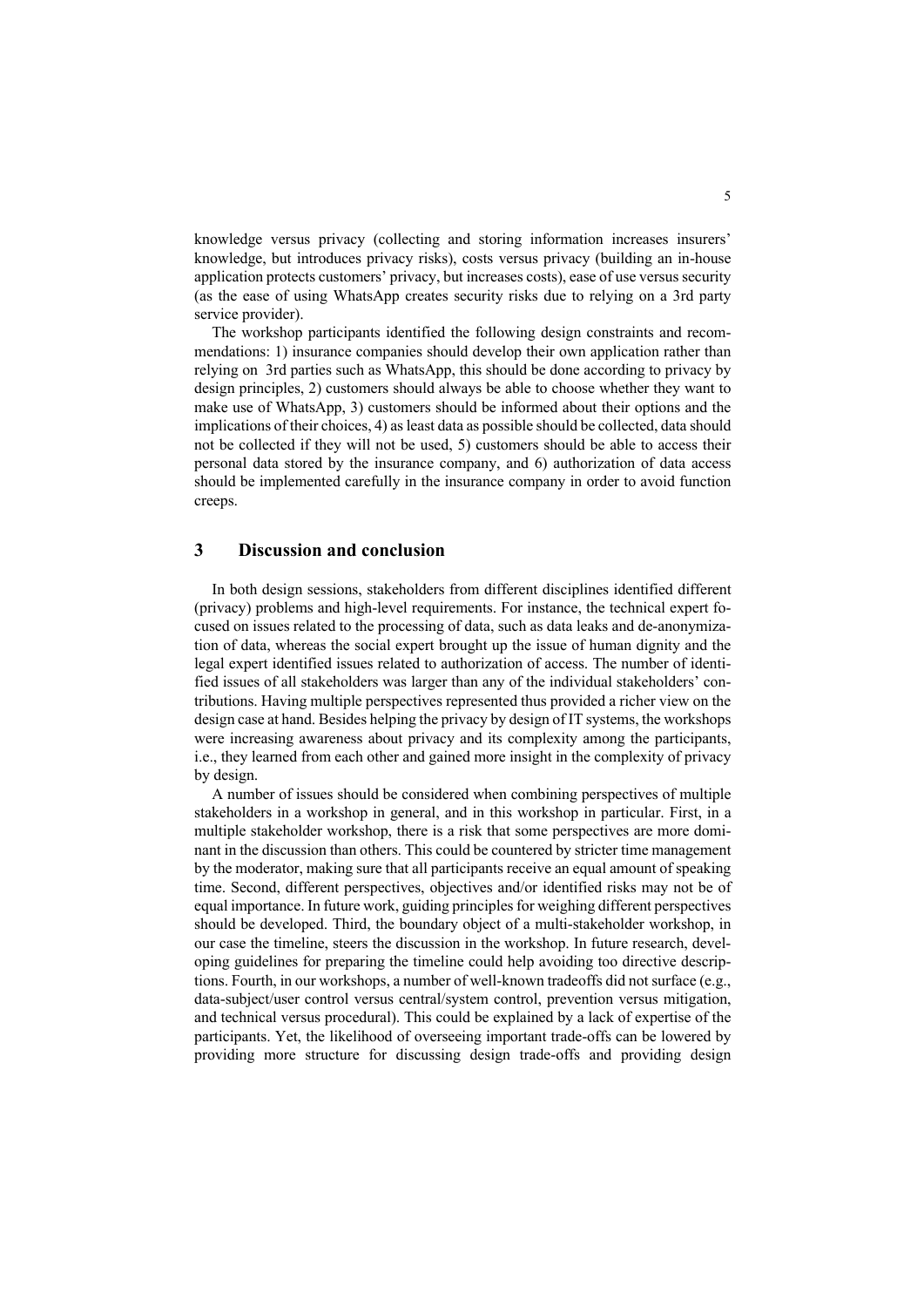knowledge versus privacy (collecting and storing information increases insurers' knowledge, but introduces privacy risks), costs versus privacy (building an in-house application protects customers' privacy, but increases costs), ease of use versus security (as the ease of using WhatsApp creates security risks due to relying on a 3rd party service provider).

The workshop participants identified the following design constraints and recommendations: 1) insurance companies should develop their own application rather than relying on 3rd parties such as WhatsApp, this should be done according to privacy by design principles, 2) customers should always be able to choose whether they want to make use of WhatsApp, 3) customers should be informed about their options and the implications of their choices, 4) as least data as possible should be collected, data should not be collected if they will not be used, 5) customers should be able to access their personal data stored by the insurance company, and 6) authorization of data access should be implemented carefully in the insurance company in order to avoid function creeps.

## 3 Discussion and conclusion

In both design sessions, stakeholders from different disciplines identified different (privacy) problems and high-level requirements. For instance, the technical expert focused on issues related to the processing of data, such as data leaks and de-anonymization of data, whereas the social expert brought up the issue of human dignity and the legal expert identified issues related to authorization of access. The number of identified issues of all stakeholders was larger than any of the individual stakeholders' contributions. Having multiple perspectives represented thus provided a richer view on the design case at hand. Besides helping the privacy by design of IT systems, the workshops were increasing awareness about privacy and its complexity among the participants, i.e., they learned from each other and gained more insight in the complexity of privacy by design.

A number of issues should be considered when combining perspectives of multiple stakeholders in a workshop in general, and in this workshop in particular. First, in a multiple stakeholder workshop, there is a risk that some perspectives are more dominant in the discussion than others. This could be countered by stricter time management by the moderator, making sure that all participants receive an equal amount of speaking time. Second, different perspectives, objectives and/or identified risks may not be of equal importance. In future work, guiding principles for weighing different perspectives should be developed. Third, the boundary object of a multi-stakeholder workshop, in our case the timeline, steers the discussion in the workshop. In future research, developing guidelines for preparing the timeline could help avoiding too directive descriptions. Fourth, in our workshops, a number of well-known tradeoffs did not surface (e.g., data-subject/user control versus central/system control, prevention versus mitigation, and technical versus procedural). This could be explained by a lack of expertise of the participants. Yet, the likelihood of overseeing important trade-offs can be lowered by providing more structure for discussing design trade-offs and providing design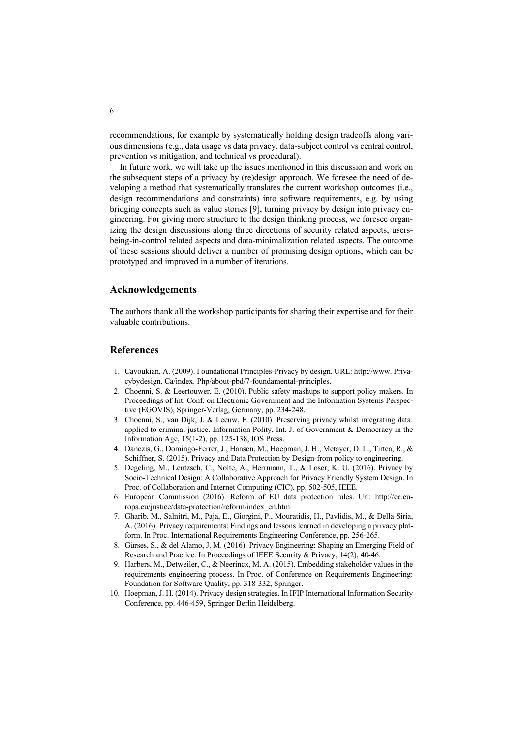recommendations, for example by systematically holding design tradeoffs along various dimensions (e.g., data usage vs data privacy, data-subject control vs central control, prevention vs mitigation, and technical vs procedural).

In future work, we will take up the issues mentioned in this discussion and work on the subsequent steps of a privacy by (re)design approach. We foresee the need of developing a method that systematically translates the current workshop outcomes (i.e., design recommendations and constraints) into software requirements, e.g. by using bridging concepts such as value stories [9], turning privacy by design into privacy engineering. For giving more structure to the design thinking process, we foresee organizing the design discussions along three directions of security related aspects, users-being-in-control related aspects and data-minimalization related aspects. The outcome of these sessions should deliver a number of promising design options, which can be prototyped and improved in a number of iterations.

## Acknowledgements

The authors thank all the workshop participants for sharing their expertise and for their valuable contributions.

## References

1. Cavoukian, A. (2009). Foundational Principles-Privacy by design. URL: http://www. Privacybydesign. Ca/index. Php/about-pbd/7-foundamental-principles.
2. Choenni, S. & Leertouwer, E. (2010). Public safety mashups to support policy makers. In Proceedings of Int. Conf. on Electronic Government and the Information Systems Perspective (EGOVIS), Springer-Verlag, Germany, pp. 234-248.
3. Choenni, S., van Dijk, J. & Leeuw, F. (2010). Preserving privacy whilst integrating data: applied to criminal justice. Information Polity, Int. J. of Government & Democracy in the Information Age, 15(1-2), pp. 125-138, IOS Press.
4. Danezis, G., Domingo-Ferrer, J., Hansen, M., Hoepman, J. H., Metayer, D. L., Tirtea, R., & Schiffner, S. (2015). Privacy and Data Protection by Design-from policy to engineering.
5. Degeling, M., Lentzsch, C., Nolte, A., Herrmann, T., & Loser, K. U. (2016). Privacy by Socio-Technical Design: A Collaborative Approach for Privacy Friendly System Design. In Proc. of Collaboration and Internet Computing (CIC), pp. 502-505, IEEE.
6. European Commission (2016). Reform of EU data protection rules. Url: http://ec.europa.eu/justice/data-protection/reform/index_en.htm.
7. Gharib, M., Salnitri, M., Paja, E., Giorgini, P., Mouratidis, H., Pavlidis, M., & Della Siria, A. (2016). Privacy requirements: Findings and lessons learned in developing a privacy platform. In Proc. International Requirements Engineering Conference, pp. 256-265.
8. Gürses, S., & del Alamo, J. M. (2016). Privacy Engineering: Shaping an Emerging Field of Research and Practice. In Proceedings of IEEE Security & Privacy, 14(2), 40-46.
9. Harbers, M., Detweiler, C., & Neerincx, M. A. (2015). Embedding stakeholder values in the requirements engineering process. In Proc. of Conference on Requirements Engineering: Foundation for Software Quality, pp. 318-332, Springer.
10. Hoepman, J. H. (2014). Privacy design strategies. In IFIP International Information Security Conference, pp. 446-459, Springer Berlin Heidelberg.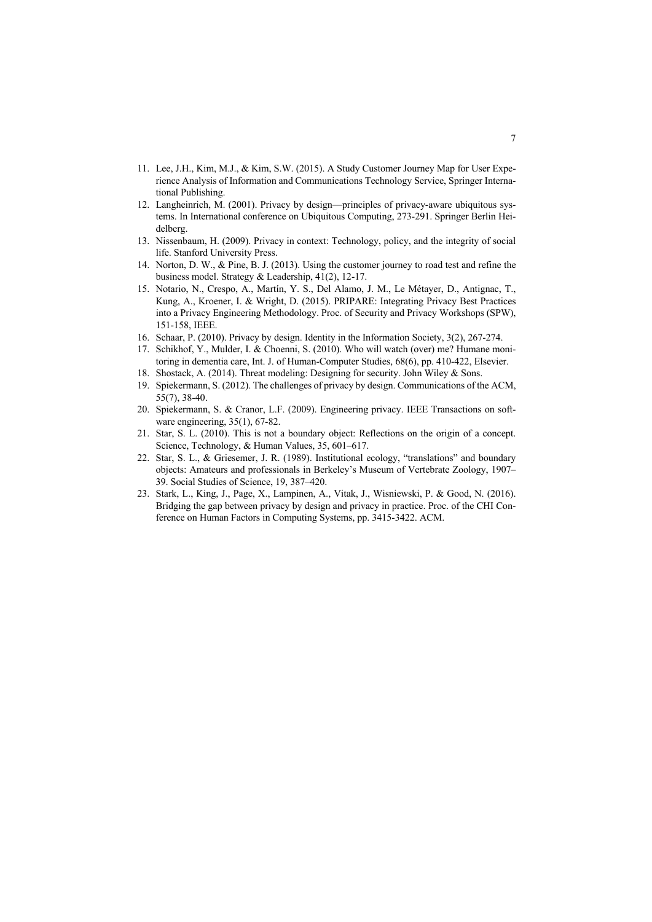11. Lee, J.H., Kim, M.J., & Kim, S.W. (2015). A Study Customer Journey Map for User Experience Analysis of Information and Communications Technology Service, Springer International Publishing.
12. Langheinrich, M. (2001). Privacy by design—principles of privacy-aware ubiquitous systems. In International conference on Ubiquitous Computing, 273-291. Springer Berlin Heidelberg.
13. Nissenbaum, H. (2009). Privacy in context: Technology, policy, and the integrity of social life. Stanford University Press.
14. Norton, D. W., & Pine, B. J. (2013). Using the customer journey to road test and refine the business model. Strategy & Leadership, 41(2), 12-17.
15. Notario, N., Crespo, A., Martín, Y. S., Del Alamo, J. M., Le Métayer, D., Antignac, T., Kung, A., Kroener, I. & Wright, D. (2015). PRIPARE: Integrating Privacy Best Practices into a Privacy Engineering Methodology. Proc. of Security and Privacy Workshops (SPW), 151-158, IEEE.
16. Schaar, P. (2010). Privacy by design. Identity in the Information Society, 3(2), 267-274.
17. Schikhof, Y., Mulder, I. & Choenni, S. (2010). Who will watch (over) me? Humane monitoring in dementia care, Int. J. of Human-Computer Studies, 68(6), pp. 410-422, Elsevier.
18. Shostack, A. (2014). Threat modeling: Designing for security. John Wiley & Sons.
19. Spiekermann, S. (2012). The challenges of privacy by design. Communications of the ACM, 55(7), 38-40.
20. Spiekermann, S. & Cranor, L.F. (2009). Engineering privacy. IEEE Transactions on software engineering, 35(1), 67-82.
21. Star, S. L. (2010). This is not a boundary object: Reflections on the origin of a concept. Science, Technology, & Human Values, 35, 601–617.
22. Star, S. L., & Griesemer, J. R. (1989). Institutional ecology, "translations" and boundary objects: Amateurs and professionals in Berkeley's Museum of Vertebrate Zoology, 1907–39. Social Studies of Science, 19, 387–420.
23. Stark, L., King, J., Page, X., Lampinen, A., Vitak, J., Wisniewski, P. & Good, N. (2016). Bridging the gap between privacy by design and privacy in practice. Proc. of the CHI Conference on Human Factors in Computing Systems, pp. 3415-3422. ACM.